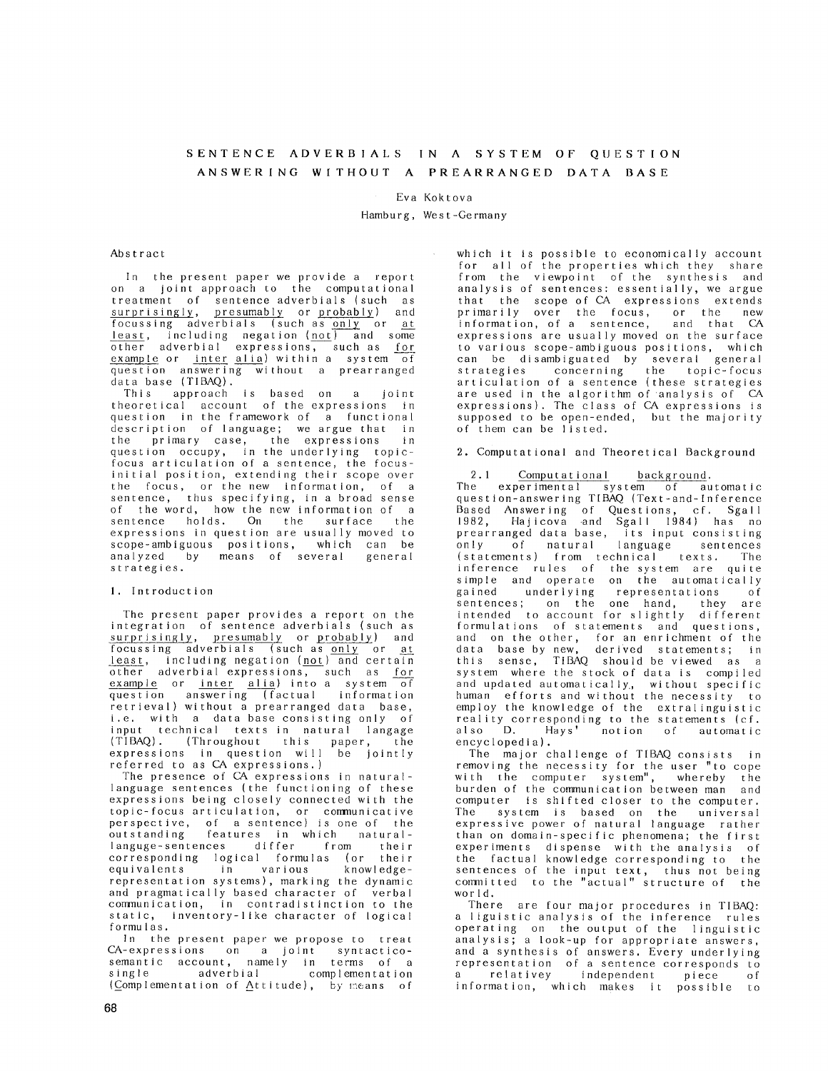# SENTENCE ADVERBIALS IN A SYSTEM OF QUESTION ANSWERING WITHOUT A PREARRANGED DATA BASE

Eva Koktova

Hamburg, West-Germany

## Abstract

In the present paper we provide a report on a joint approach to the computational treatment of sentence adverbials (such as surprisingly, presumably or probably) and focussing adverbials (such as only or at least, including negation (not) and some other adverbial expressions, such as for example or inter alia) within a system of question answering without a prearranged data base (TIBAQ).

This approach is based on a joint theoretical account of the expressions in question in the framework of a functional description of language; we argue that in the primary case, the expressions in question occupy, in the underlying topic-focus articulation of a sentence, the focus-initial position, extending their scope over the focus, or the new information, of a sentence, thus specifying, in a broad sense of the word, how the new information of a sentence holds. On the surface the expressions in question are usually moved to scope-ambiguous positions, which can be analyzed by means of several general strategies.

## 1. Introduction

The present paper provides a report on the integration of sentence adverbials (such as surprisingly, presumably or probably) and focussing adverbials (such as only or at least, including negation (not) and certain other adverbial expressions, such as for example or inter alia) into a system of question answering (factual information retrieval) without a prearranged data base, i.e. with a data base consisting only of input technical texts in natural langage (TIBAQ). (Throughout this paper, the expressions in question will be jointly referred to as CA expressions.)

The presence of CA expressions in natural-language sentences (the functioning of these expressions being closely connected with the topic-focus articulation, or communicative perspective, of a sentence) is one of the outstanding features in which natural-languge-sentences differ from their corresponding logical formulas (or their equivalents in various knowledge-representation systems), marking the dynamic and pragmatically based character of verbal communication, in contradistinction to the static, inventory-like character of logical formulas.

In the present paper we propose to treat CA-expressions on a joint syntactico-semantic account, namely in terms of a single adverbial complementation (Complementation of Attitude), by means of which it is possible to economically account for all of the properties which they share from the viewpoint of the synthesis and analysis of sentences: essentially, we argue that the scope of CA expressions extends primarily over the focus, or the new information, of a sentence, and that CA expressions are usually moved on the surface to various scope-ambiguous positions, which can be disambiguated by several general strategies concerning the topic-focus articulation of a sentence (these strategies are used in the algorithm of analysis of CA expressions). The class of CA expressions is supposed to be open-ended, but the majority of them can be listed.

## 2. Computational and Theoretical Background

### 2.1 Computational background.

The experimental system of automatic question-answering TIBAQ (Text-and-Inference Based Answering of Questions, cf. Sgall 1982, Hajicova and Sgall 1984) has no prearranged data base, its input consisting only of natural language sentences (statements) from technical texts. The inference rules of the system are quite simple and operate on the automatically gained underlying representations of sentences; on the one hand, they are intended to account for slightly different formulations of statements and questions, and on the other, for an enrichment of the data base by new, derived statements; in this sense, TIBAQ should be viewed as a system where the stock of data is compiled and updated automatically, without specific human efforts and without the necessity to employ the knowledge of the extralinguistic reality corresponding to the statements (cf. also D. Hays' notion of automatic encyclopedia).

The major challenge of TIBAQ consists in removing the necessity for the user "to cope with the computer system", whereby the burden of the communication between man and computer is shifted closer to the computer. The system is based on the universal expressive power of natural language rather than on domain-specific phenomena; the first experiments dispense with the analysis of the factual knowledge corresponding to the sentences of the input text, thus not being committed to the "actual" structure of the world.

There are four major procedures in TIBAQ: a liguistic analysis of the inference rules operating on the output of the linguistic analysis; a look-up for appropriate answers, and a synthesis of answers. Every underlying representation of a sentence corresponds to a relativey independent piece of information, which makes it possible to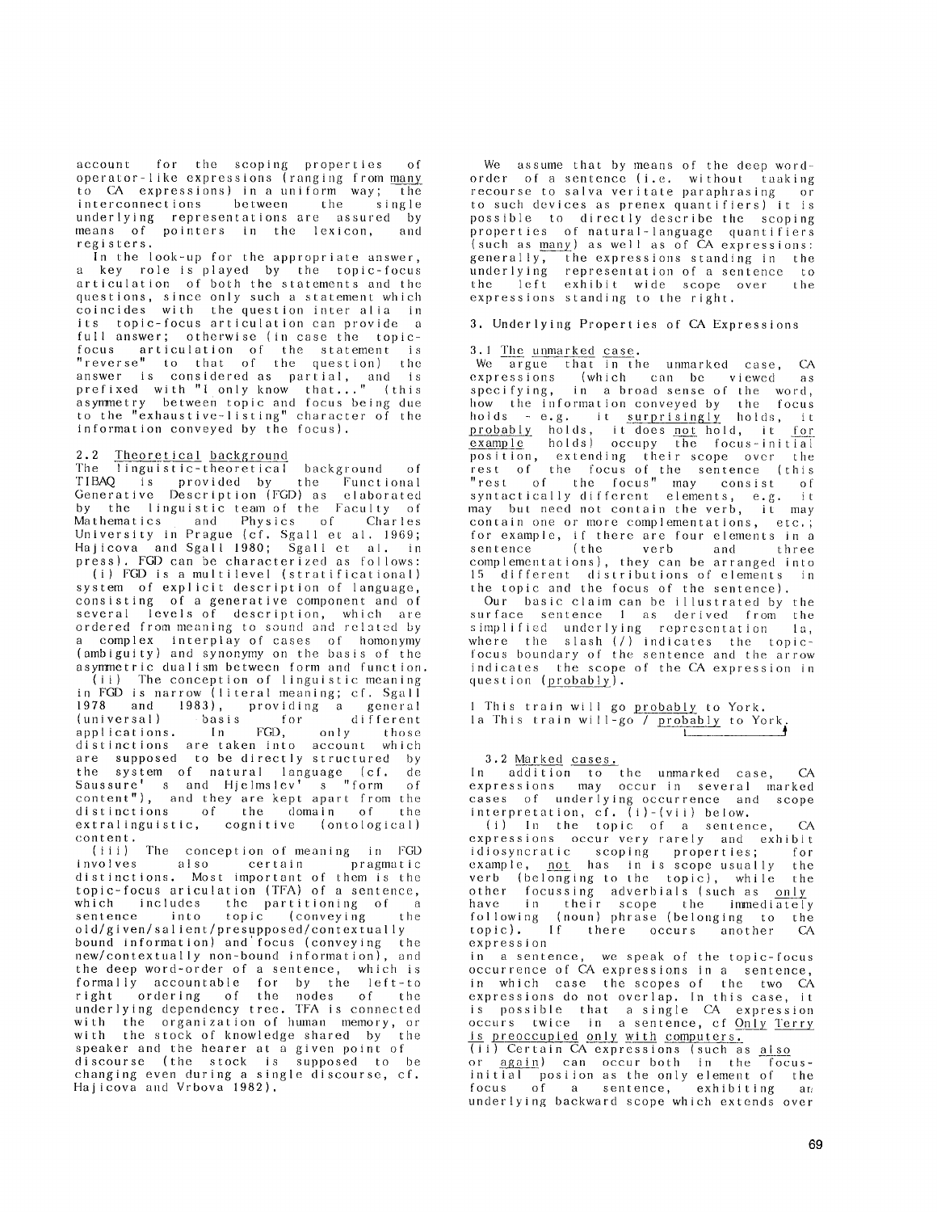account for the scoping properties of operator-like expressions (ranging from many to CA expressions) in a uniform way; the interconnections between the single underlying representations are assured by means of pointers in the lexicon, and registers.

In the look-up for the appropriate answer, a key role is played by the topic-focus articulation of both the statements and the questions, since only such a statement which coincides with the question inter alia in its topic-focus articulation can provide a full answer; otherwise (in case the topic-focus articulation of the statement is "reverse" to that of the question) the answer is considered as partial, and is prefixed with "I only know that..." (this asymmetry between topic and focus being due to the "exhaustive-listing" character of the information conveyed by the focus).

## 2.2 Theoretical background

The linguistic-theoretical background of TIBAQ is provided by the Functional Generative Description (FGD) as elaborated by the linguistic team of the Faculty of Mathematics and Physics of Charles University in Prague (cf. Sgall et al. 1969; Hajicova and Sgall 1980; Sgall et al. in press). FGD can be characterized as follows:

(i) FGD is a multilevel (stratificational) system of explicit description of language, consisting of a generative component and of several levels of description, which are ordered from meaning to sound and related by a complex interplay of cases of homonymy (ambiguity) and synonymy on the basis of the asymmetric dualism between form and function.

(ii) The conception of linguistic meaning in FGD is narrow (literal meaning; cf. Sgall 1978 and 1983), providing a general (universal) basis for different applications. In FGD, only those distinctions are taken into account which are supposed to be directly structured by the system of natural language (cf. de Saussure's and Hjelmslev's "form of content"), and they are kept apart from the distinctions of the domain of the extralinguistic, cognitive (ontological) content.

(iii) The conception of meaning in FGD involves also certain pragmatic distinctions. Most important of them is the topic-focus aticulation (TFA) of a sentence, which includes the partitioning of a sentence into topic (conveying the old/given/salient/presupposed/contextually bound information) and focus (conveying the new/contextually non-bound information), and the deep word-order of a sentence, which is formally accountable for by the left-to right ordering of the nodes of the underlying dependency tree. TFA is connected with the organization of human memory, or with the stock of knowledge shared by the speaker and the hearer at a given point of discourse (the stock is supposed to be changing even during a single discourse, cf. Hajicova and Vrbova 1982).

We assume that by means of the deep word-order of a sentence (i.e. without taaking recourse to salva veritate paraphrasing or to such devices as prenex quantifiers) it is possible to directly describe the scoping properties of natural-language quantifiers (such as many) as well as of CA expressions: generally, the expressions standing in the underlying representation of a sentence to the left exhibit wide scope over the expressions standing to the right.

## 3. Underlying Properties of CA Expressions

### 3.1 The unmarked case.

We argue that in the unmarked case, CA expressions (which can be viewed as specifying, in a broad sense of the word, how the information conveyed by the focus holds - e.g. it surprisingly holds, it probably holds, it does not hold, it for example holds) occupy the focus-initial position, extending their scope over the rest of the focus of the sentence (this "rest of the focus" may consist of syntactically different elements, e.g. it may but need not contain the verb, it may contain one or more complementations, etc.; for example, if there are four elements in a sentence (the verb and three complementations), they can be arranged into 15 different distributions of elements in the topic and the focus of the sentence).

Our basic claim can be illustrated by the surface sentence 1 as derived from the simplified underlying representation 1a, where the slash (/) indicates the topic-focus boundary of the sentence and the arrow indicates the scope of the CA expression in question (probably).

1 This train will go probably to York.
1a This train will-go / probably to York.

### 3.2 Marked cases.

In addition to the unmarked case, CA expressions may occur in several marked cases of underlying occurrence and scope interpretation, cf. (i)-(vii) below.

(i) In the topic of a sentence, CA expressions occur very rarely and exhibit idiosyncratic scoping properties; for example, not has in is scope usually the verb (belonging to the topic), while the other focussing adverbials (such as only have in their scope the immediately following (noun) phrase (belonging to the topic). If there occurs another CA expression in a sentence, we speak of the topic-focus occurrence of CA expressions in a sentence, in which case the scopes of the two CA expressions do not overlap. In this case, it is possible that a single CA expression occurs twice in a sentence, cf Only Terry is preoccupied only with computers.

(ii) Certain CA expressions (such as also or again) can occur both in the focus-initial posiion as the only element of the focus of a sentence, exhibiting an underlying backward scope which extends over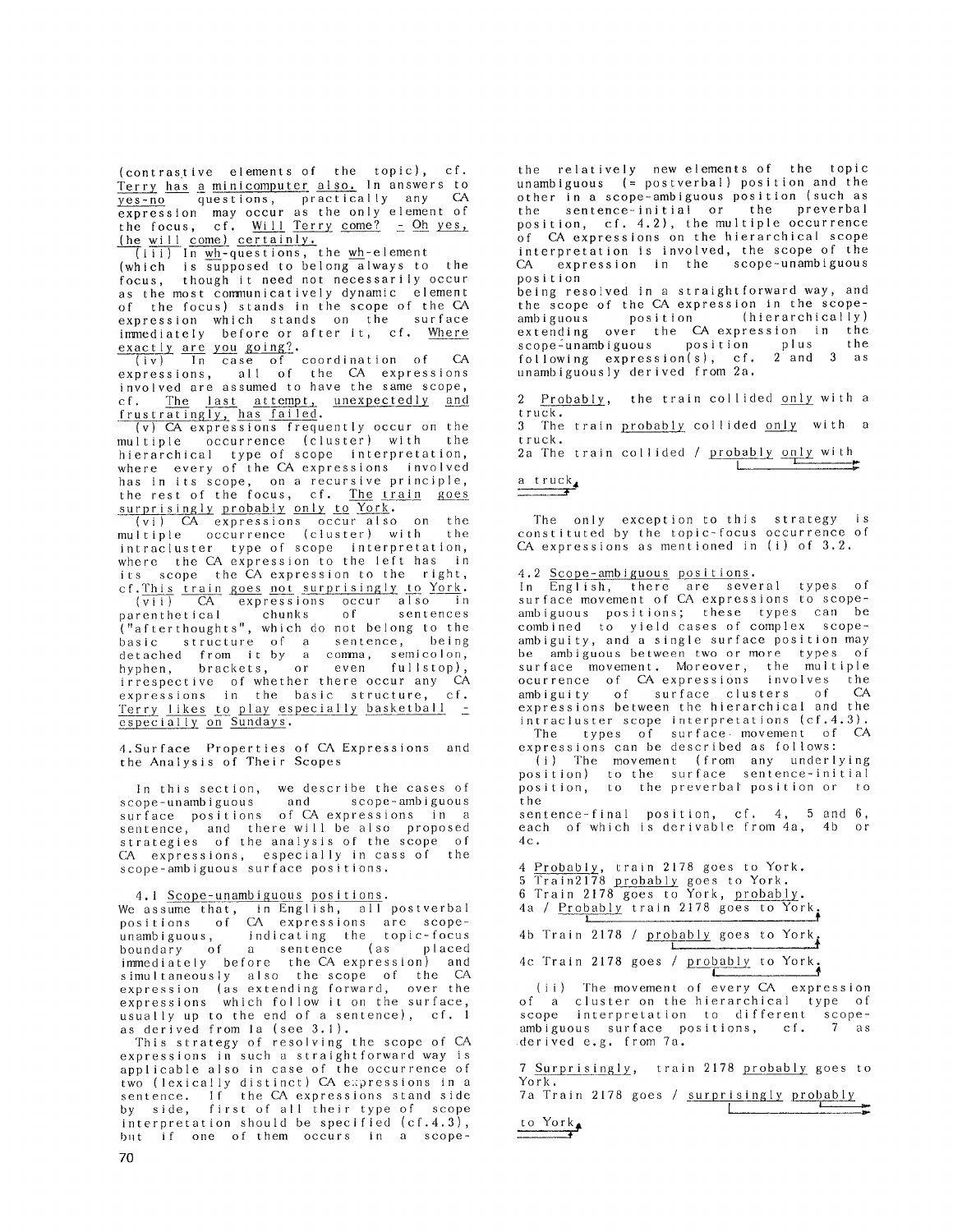(contrastive elements of the topic), cf. Terry has a minicomputer also. In answers to yes-no questions, practically any CA expression may occur as the only element of the focus, cf. Will Terry come? - Oh yes, (he will come) certainly.

(iii) In wh-questions, the wh-element (which is supposed to belong always to the focus, though it need not necessarily occur as the most communicatively dynamic element of the focus) stands in the scope of the CA expression which stands on the surface immediately before or after it, cf. Where exactly are you going?.

(iv) In case of coordination of CA expressions, all of the CA expressions involved are assumed to have the same scope, cf. The last attempt, unexpectedly and frustratingly, has failed.

(v) CA expressions frequently occur on the multiple occurrence (cluster) with the hierarchical type of scope interpretation, where every of the CA expressions involved has in its scope, on a recursive principle, the rest of the focus, cf. The train goes surprisingly probably only to York.

(vi) CA expressions occur also on the multiple occurrence (cluster) with the intracluster type of scope interpretation, where the CA expression to the left has in its scope the CA expression to the right, cf. This train goes not surprisingly to York.

(vii) CA expressions occur also in parenthetical chunks of sentences ("afterthoughts", which do not belong to the basic structure of a sentence, being detached from it by a comma, semicolon, hyphen, brackets, or even fullstop), irrespective of whether there occur any CA expressions in the basic structure, cf. Terry likes to play especially basketball - especially on Sundays.

## 4. Surface Properties of CA Expressions and the Analysis of Their Scopes

In this section, we describe the cases of scope-unambiguous and scope-ambiguous surface positions of CA expressions in a sentence, and there will be also proposed strategies of the analysis of the scope of CA expressions, especially in case of the scope-ambiguous surface positions.

### 4.1 Scope-unambiguous positions.

We assume that, in English, all postverbal positions of CA expressions are scope-unambiguous, indicating the topic-focus boundary of a sentence (as placed immediately before the CA expression) and simultaneously also the scope of the CA expression (as extending forward, over the expressions which follow it on the surface, usually up to the end of a sentence), cf. 1 as derived from 1a (see 3.1).

This strategy of resolving the scope of CA expressions in such a straightforward way is applicable also in case of the occurrence of two (lexically distinct) CA expressions in a sentence. If the CA expressions stand side by side, first of all their type of scope interpretation should be specified (cf. 4.3), but if one of them occurs in a scope-unambiguous (= postverbal) position and the other in a scope-ambiguous position (such as the sentence-initial or the preverbal position, cf. 4.2), the multiple occurrence of CA expressions on the hierarchical scope interpretation is involved, the scope of the CA expression in the scope-unambiguous position being resolved in a straightforward way, and the scope of the CA expression in the scope-ambiguous position (hierarchically) extending over the CA expression in the scope-unambiguous position plus the following expression(s), cf. 2 and 3 as unambiguously derived from 2a.

2 Probably, the train collided only with a truck.

3 The train probably collided only with a truck.

2a The train collided / probably only with a truck.

The only exception to this strategy is constituted by the topic-focus occurrence of CA expressions as mentioned in (i) of 3.2.

### 4.2 Scope-ambiguous positions.

In English, there are several types of surface movement of CA expressions to scope-ambiguous positions; these types can be combined to yield cases of complex scope-ambiguity, and a single surface position may be ambiguous between two or more types of surface movement. Moreover, the multiple ocurrence of CA expressions involves the ambiguity of surface clusters of CA expressions between the hierarchical and the intracluster scope interpretations (cf. 4.3).

The types of surface movement of CA expressions can be described as follows:

(i) The movement (from any underlying position) to the surface sentence-initial position, to the preverbal position or to the sentence-final position, cf. 4, 5 and 6, each of which is derivable from 4a, 4b or 4c.

4 Probably, train 2178 goes to York.

5 Train2178 probably goes to York.

6 Train 2178 goes to York, probably.

4a / Probably train 2178 goes to York.

4b Train 2178 / probably goes to York.

4c Train 2178 goes / probably to York.

(ii) The movement of every CA expression of a cluster on the hierarchical type of scope interpretation to different scope-ambiguous surface positions, cf. 7 as derived e.g. from 7a.

7 Surprisingly, train 2178 probably goes to York.

7a Train 2178 goes / surprisingly probably to York.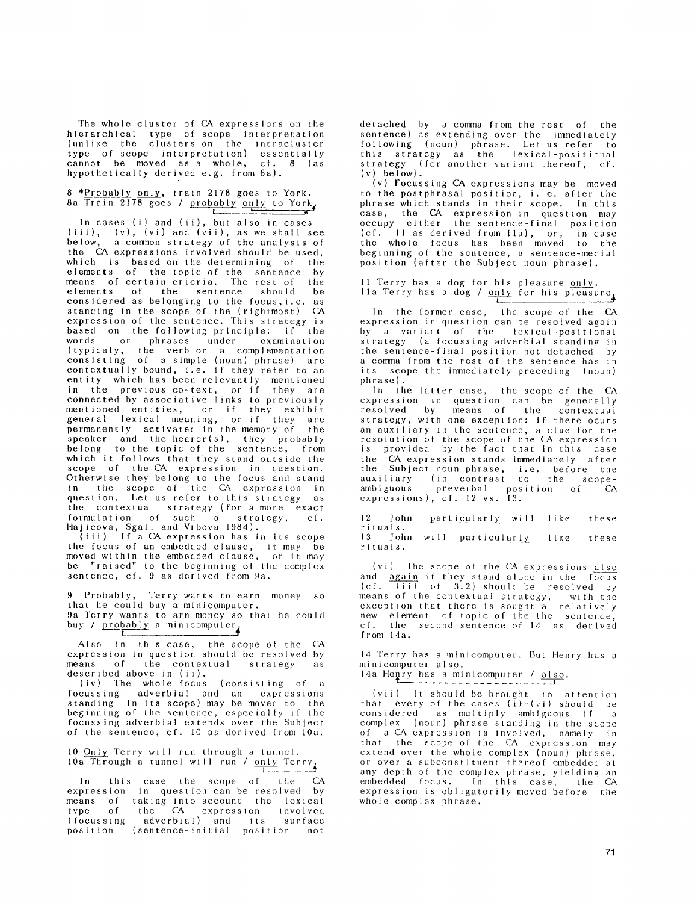The whole cluster of CA expressions on the hierarchical type of scope interpretation (unlike the clusters on the intracluster type of scope interpretation) essentially cannot be moved as a whole, cf. 8 (as hypothetically derived e.g. from 8a).

8 \*Probably only, train 2178 goes to York.
8a Train 2178 goes / probably only to York.

In cases (i) and (ii), but also in cases (iii), (v), (vi) and (vii), as we shall see below, a common strategy of the analysis of the CA expressions involved should be used, which is based on the determining of the elements of the topic of the sentence by means of certain crieria. The rest of the elements of the sentence should be considered as belonging to the focus, i.e. as standing in the scope of the (rightmost) CA expression of the sentence. This strategy is based on the following principle: if the words or phrases under examination (typicaly, the verb or a complementation consisting of a simple (noun) phrase) are contextually bound, i.e. if they refer to an entity which has been relevantly mentioned in the previous co-text, or if they are connected by associative links to previously mentioned entities, or if they exhibit general lexical meaning, or if they are permanently activated in the memory of the speaker and the hearer(s), they probably belong to the topic of the sentence, from which it follows that they stand outside the scope of the CA expression in question. Otherwise they belong to the focus and stand in the scope of the CA expression in question. Let us refer to this strategy as the contextual strategy (for a more exact formulation of such a strategy, cf. Hajicova, Sgall and Vrbova 1984).

(iii) If a CA expression has in its scope the focus of an embedded clause, it may be moved within the embedded clause, or it may be "raised" to the beginning of the complex sentence, cf. 9 as derived from 9a.

9 Probably, Terry wants to earn money so that he could buy a minicomputer.
9a Terry wants to arn money so that he could buy / probably a minicomputer.

Also in this case, the scope of the CA expression in question should be resolved by means of the contextual strategy as described above in (ii).

(iv) The whole focus (consisting of a focussing adverbial and an expressions standing in its scope) may be moved to the beginning of the sentence, especially if the focussing adverbial extends over the Subject of the sentence, cf. 10 as derived from 10a.

10 Only Terry will run through a tunnel.
10a Through a tunnel will-run / only Terry.

In this case the scope of the CA expression in question can be resolved by means of taking into account the lexical type of the CA expression involved (focussing adverbial) and its surface position (sentence-initial position not detached by a comma from the rest of the sentence) as extending over the immediately following (noun) phrase. Let us refer to this strategy as the lexical-positional strategy (for another variant thereof, cf. (v) below).

(v) Focussing CA expressions may be moved to the postphrasal position, i. e. after the phrase which stands in their scope. In this case, the CA expression in question may occupy either the sentence-final position (cf. 11 as derived from 11a), or, in case the whole focus has been moved to the beginning of the sentence, a sentence-medial position (after the Subject noun phrase).

11 Terry has a dog for his pleasure only.
11a Terry has a dog / only for his pleasure.

In the former case, the scope of the CA expression in question can be resolved again by a variant of the lexical-positional strategy (a focussing adverbial standing in the sentence-final position not detached by a comma from the rest of the sentence has in its scope the immediately preceding (noun) phrase).

In the latter case, the scope of the CA expression in question can be generally resolved by means of the contextual strategy, with one exception: if there ocurs an auxiliary in the sentence, a clue for the resolution of the scope of the CA expression is provided by the fact that in this case the CA expression stands immediately after the Subject noun phrase, i.e. before the auxiliary (in contrast to the scope-ambiguous preverbal position of CA expressions), cf. 12 vs. 13.

12 John particularly will like these rituals.
13 John will particularly like these rituals.

(vi) The scope of the CA expressions also and again if they stand alone in the focus (cf. (ii) of 3.2) should be resolved by means of the contextual strategy, with the exception that there is sought a relatively new element of topic of the the sentence, cf. the second sentence of 14 as derived from 14a.

14 Terry has a minicomputer. But Henry has a minicomputer also.
14a Henry has a minicomputer / also.

(vii) It should be brought to attention that every of the cases (i)-(vi) should be considered as multiply ambiguous if a complex (noun) phrase standing in the scope of a CA expression is involved, namely in that the scope of the CA expression may extend over the whole complex (noun) phrase, or over a subconstituent thereof embedded at any depth of the complex phrase, yielding an embedded focus. In this case, the CA expression is obligatorily moved before the whole complex phrase.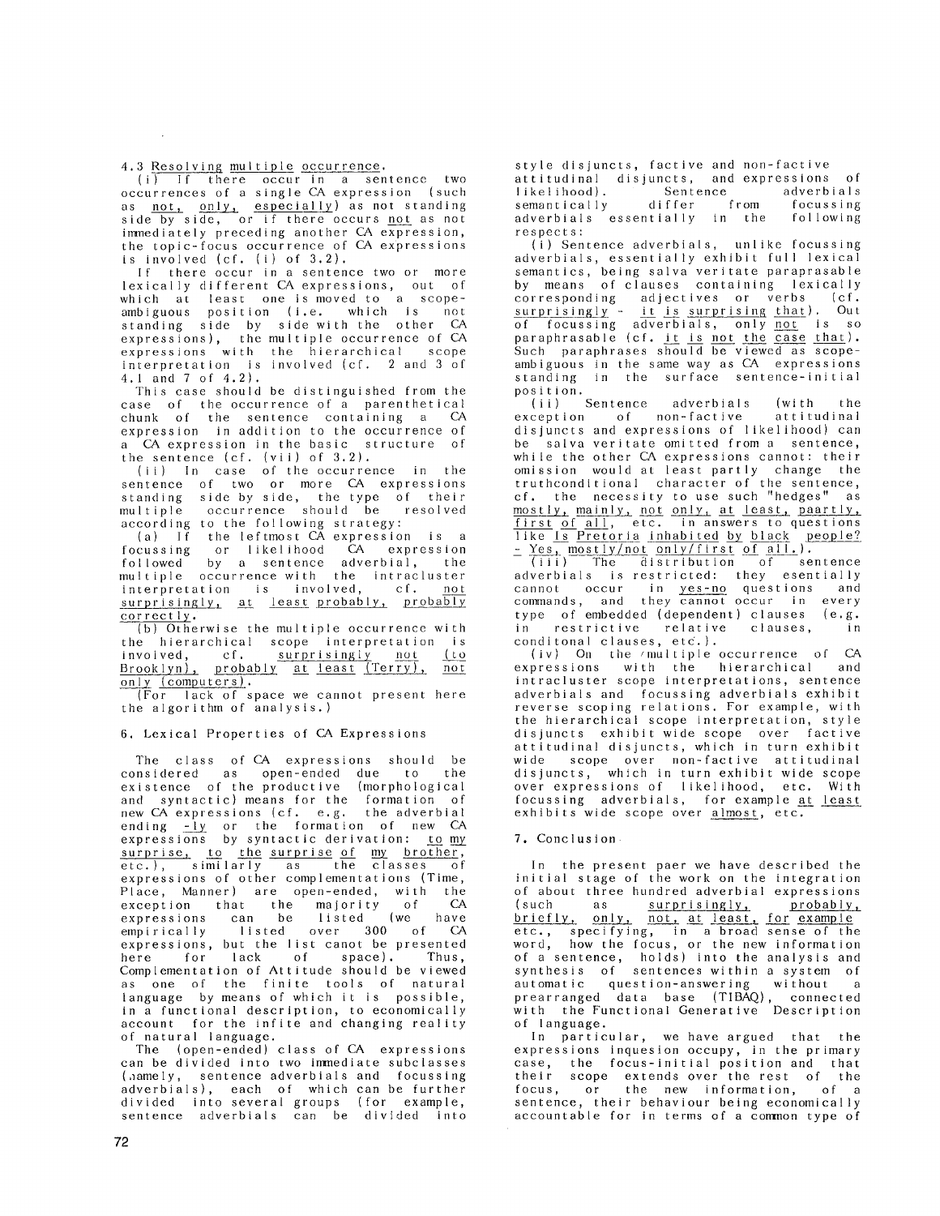### 4.3 Resolving multiple occurrence.

(i) If there occur in a sentence two occurrences of a single CA expression (such as _not_, _only_, _especially_) as not standing side by side, or if there occurs _not_ as not immediately preceding another CA expression, the topic-focus occurrence of CA expressions is involved (cf. (i) of 3.2).

If there occur in a sentence two or more lexically different CA expressions, out of which at least one is moved to a scope-ambiguous position (i.e. which is not standing side by side with the other CA expressions), the multiple occurrence of CA expressions with the hierarchical scope interpretation is involved (cf. 2 and 3 of 4.1 and 7 of 4.2).

This case should be distinguished from the case of the occurrence of a parenthetical chunk of the sentence containing a CA expression in addition to the occurrence of a CA expression in the basic structure of the sentence (cf. (vii) of 3.2).

(ii) In case of the occurrence in the sentence of two or more CA expressions standing side by side, the type of their multiple occurrence should be resolved according to the following strategy:

(a) If the leftmost CA expression is a focussing or likelihood CA expression followed by a sentence adverbial, the multiple occurrence with the intracluster interpretation is involved, cf. _not surprisingly_, _at least probably_, _probably correctly_.

(b) Otherwise the multiple occurrence with the hierarchical scope interpretation is involved, cf. _surprisingly not (to Brooklyn)_, _probably at least (Terry)_, _not only (computers)_.

(For lack of space we cannot present here the algorithm of analysis.)

## 6. Lexical Properties of CA Expressions

The class of CA expressions should be considered as open-ended due to the existence of the productive (morphological and syntactic) means for the formation of new CA expressions (cf. e.g. the adverbial ending _-ly_ or the formation of new CA expressions by syntactic derivation: _to my surprise_, _to the surprise of my brother_, etc.), similarly as the classes of expressions of other complementations (Time, Place, Manner) are open-ended, with the exception that the majority of CA expressions can be listed (we have empirically listed over 300 of CA expressions, but the list canot be presented here for lack of space). Thus, Complementation of Attitude should be viewed as one of the finite tools of natural language by means of which it is possible, in a functional description, to economically account for the infite and changing reality of natural language.

The (open-ended) class of CA expressions can be divided into two immediate subclasses (namely, sentence adverbials and focussing adverbials), each of which can be further divided into several groups (for example, sentence adverbials can be divided into style disjuncts, factive and non-factive attitudinal disjuncts, and expressions of likelihood). Sentence adverbials semantically differ from focussing adverbials essentially in the following respects:

(i) Sentence adverbials, unlike focussing adverbials, essentially exhibit full lexical semantics, being salva veritate paraprasable by means of clauses containing lexically corresponding adjectives or verbs (cf. _surprisingly_ - _it is surprising that_). Out of focussing adverbials, only _not_ is so paraphrasable (cf. _it is not the case that_). Such paraphrases should be viewed as scope-ambiguous in the same way as CA expressions standing in the surface sentence-initial position.

(ii) Sentence adverbials (with the exception of non-factive attitudinal disjuncts and expressions of likelihood) can be salva veritate omitted from a sentence, while the other CA expressions cannot: their omission would at least partly change the truthconditional character of the sentence, cf. the necessity to use such "hedges" as _mostly_, _mainly_, _not only_, _at least_, _paartly_, _first of all_, etc. in answers to questions like _Is Pretoria inhabited by black people? - Yes, mostly/not only/first of all._).

(iii) The distribution of sentence adverbials is restricted: they essentially cannot occur in _yes-no_ questions and commands, and they cannot occur in every type of embedded (dependent) clauses (e.g. in restrictive relative clauses, in conditonal clauses, etc.).

(iv) On the multiple occurrence of CA expressions with the hierarchical and intracluster scope interpretations, sentence adverbials and focussing adverbials exhibit reverse scoping relations. For example, with the hierarchical scope interpretation, style disjuncts exhibit wide scope over factive attitudinal disjuncts, which in turn exhibit wide scope over non-factive attitudinal disjuncts, which in turn exhibit wide scope over expressions of likelihood, etc. With focussing adverbials, for example _at least_ exhibits wide scope over _almost_, etc.

## 7. Conclusion

In the present paer we have described the initial stage of the work on the integration of about three hundred adverbial expressions (such as _surprisingly_, _probably_, _briefly_, _only_, _not_, _at least_, _for example_ etc., specifying, in a broad sense of the word, how the focus, or the new information of a sentence, holds) into the analysis and synthesis of sentences within a system of automatic question-answering without a prearranged data base (TIBAQ), connected with the Functional Generative Description of language.

In particular, we have argued that the expressions inquesion occupy, in the primary case, the focus-initial position and that their scope extends over the rest of the focus, or the new information, of a sentence, their behaviour being economically accountable for in terms of a common type of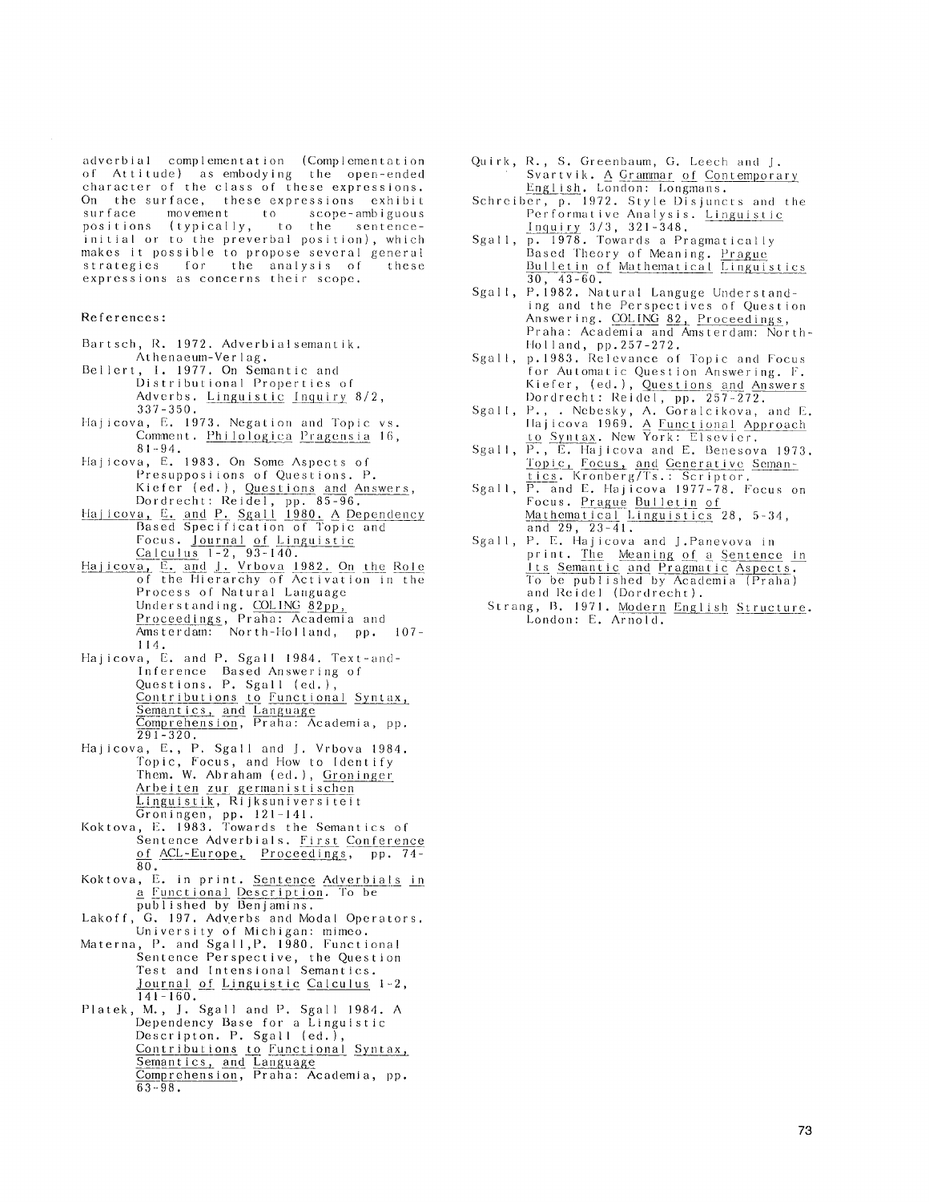adverbial complementation (Complementation of Attitude) as embodying the open-ended character of the class of these expressions. On the surface, these expressions exhibit surface movement to scope-ambiguous positions (typically, to the sentence-initial or to the preverbal position), which makes it possible to propose several general strategies for the analysis of these expressions as concerns their scope.

References:

Bartsch, R. 1972. Adverbialsemantik. Athenaeum-Verlag.

Bellert, I. 1977. On Semantic and Distributional Properties of Adverbs. Linguistic Inquiry 8/2, 337-350.

Hajicova, E. 1973. Negation and Topic vs. Comment. Philologica Pragensia 16, 81-94.

Hajicova, E. 1983. On Some Aspects of Presuppositions of Questions. P. Kiefer (ed.), Questions and Answers, Dordrecht: Reidel, pp. 85-96.

Hajicova, E. and P. Sgall 1980. A Dependency Based Specification of Topic and Focus. Journal of Linguistic Calculus 1-2, 93-140.

Hajicova, E. and J. Vrbova 1982. On the Role of the Hierarchy of Activation in the Process of Natural Language Understanding. COLING 82pp, Proceedings, Praha: Academia and Amsterdam: North-Holland, pp. 107-114.

Hajicova, E. and P. Sgall 1984. Text-and-Inference Based Answering of Questions. P. Sgall (ed.), Contributions to Functional Syntax, Semantics, and Language Comprehension, Praha: Academia, pp. 291-320.

Hajicova, E., P. Sgall and J. Vrbova 1984. Topic, Focus, and How to Identify Them. W. Abraham (ed.), Groninger Arbeiten zur germanistischen Linguistik, Rijksuniversiteit Groningen, pp. 121-141.

Koktova, E. 1983. Towards the Semantics of Sentence Adverbials. First Conference of ACL-Europe, Proceedings, pp. 74-80.

Koktova, E. in print. Sentence Adverbials in a Functional Description. To be published by Benjamins.

Lakoff, G. 197. Adverbs and Modal Operators. University of Michigan: mimeo.

Materna, P. and Sgall,P. 1980. Functional Sentence Perspective, the Question Test and Intensional Semantics. Journal of Linguistic Calculus 1-2, 141-160.

Platek, M., J. Sgall and P. Sgall 1984. A Dependency Base for a Linguistic Descripton. P. Sgall (ed.), Contributions to Functional Syntax, Semantics, and Language Comprehension, Praha: Academia, pp. 63-98.

Quirk, R., S. Greenbaum, G. Leech and J. Svartvik. A Grammar of Contemporary English. London: Longmans.

Schreiber, p. 1972. Style Disjuncts and the Performative Analysis. Linguistic Inquiry 3/3, 321-348.

Sgall, p. 1978. Towards a Pragmatically Based Theory of Meaning. Prague Bulletin of Mathematical Linguistics 30, 43-60.

Sgall, P.1982. Natural Languge Understanding and the Perspectives of Question Answering. COLING 82, Proceedings, Praha: Academia and Amsterdam: North-Holland, pp.257-272.

Sgall, p.1983. Relevance of Topic and Focus for Automatic Question Answering. F. Kiefer, (ed.), Questions and Answers Dordrecht: Reidel, pp. 257-272.

Sgall, P., . Nebesky, A. Goralcikova, and E. Hajicova 1969. A Functional Approach to Syntax. New York: Elsevier.

Sgall, P., E. Hajicova and E. Benesova 1973. Topic, Focus, and Generative Semantics. Kronberg/Ts.: Scriptor.

Sgall, P. and E. Hajicova 1977-78. Focus on Focus. Prague Bulletin of Mathematical Linguistics 28, 5-34, and 29, 23-41.

Sgall, P. E. Hajicova and J.Panevova in print. The Meaning of a Sentence in Its Semantic and Pragmatic Aspects. To be published by Academia (Praha) and Reidel (Dordrecht).

Strang, B. 1971. Modern English Structure. London: E. Arnold.